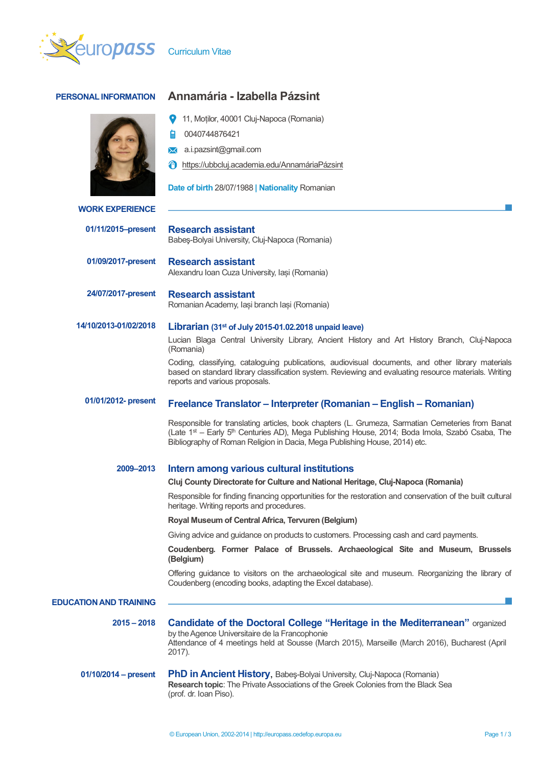Curriculum Vitae

## PERSONAL INFORMATION

# Annamária - Izabella Pázsint

11, Moților, 40001 Cluj-Napoca (Romania)

0040744876421

a.i.pazsint@gmail.com

https://ubbcluj.academia.edu/AnnamáriaPázsint

**Date of birth** 28/07/1988 | **Nationality** Romanian

## WORK EXPERIENCE

**01/11/2015–present**

### Research assistant

Babeş-Bolyai University, Cluj-Napoca (Romania)

**01/09/2017-present**

### Research assistant

Alexandru Ioan Cuza University, Iași (Romania)

**24/07/2017-present**

### Research assistant

Romanian Academy, Iași branch Iași (Romania)

**14/10/2013-01/02/2018**

### Librarian (31st of July 2015-01.02.2018 unpaid leave)

Lucian Blaga Central University Library, Ancient History and Art History Branch, Cluj-Napoca (Romania)

Coding, classifying, cataloguing publications, audiovisual documents, and other library materials based on standard library classification system. Reviewing and evaluating resource materials. Writing reports and various proposals.

**01/01/2012- present**

### Freelance Translator – Interpreter (Romanian – English – Romanian)

Responsible for translating articles, book chapters (L. Grumeza, Sarmatian Cemeteries from Banat (Late 1st – Early 5th Centuries AD), Mega Publishing House, 2014; Boda Imola, Szabó Csaba, The Bibliography of Roman Religion in Dacia, Mega Publishing House, 2014) etc.

**2009–2013**

### Intern among various cultural institutions

**Cluj County Directorate for Culture and National Heritage, Cluj-Napoca (Romania)**

Responsible for finding financing opportunities for the restoration and conservation of the built cultural heritage. Writing reports and procedures.

**Royal Museum of Central Africa, Tervuren (Belgium)**

Giving advice and guidance on products to customers. Processing cash and card payments.

**Coudenberg. Former Palace of Brussels. Archaeological Site and Museum, Brussels (Belgium)**

Offering guidance to visitors on the archaeological site and museum. Reorganizing the library of Coudenberg (encoding books, adapting the Excel database).

## EDUCATION AND TRAINING

**2015 – 2018**

### Candidate of the Doctoral College "Heritage in the Mediterranean" organized by the Agence Universitaire de la Francophonie

Attendance of 4 meetings held at Sousse (March 2015), Marseille (March 2016), Bucharest (April 2017).

**01/10/2014 – present**

### PhD in Ancient History, Babeș-Bolyai University, Cluj-Napoca (Romania)

**Research topic**: The Private Associations of the Greek Colonies from the Black Sea (prof. dr. Ioan Piso).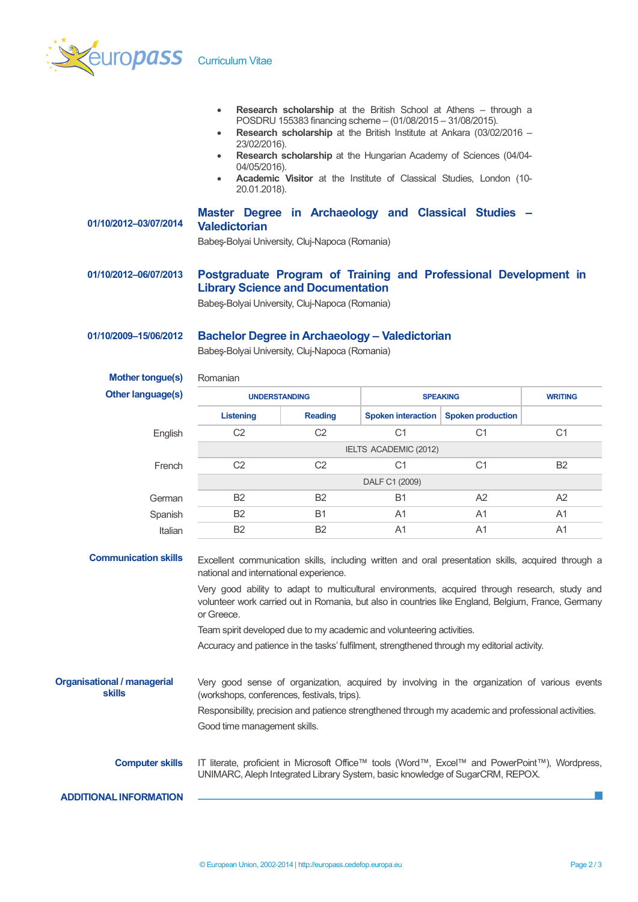- **Research scholarship** at the British School at Athens – through a POSDRU 155383 financing scheme – (01/08/2015 – 31/08/2015).
- **Research scholarship** at the British Institute at Ankara (03/02/2016 – 23/02/2016).
- **Research scholarship** at the Hungarian Academy of Sciences (04/04-04/05/2016).
- **Academic Visitor** at the Institute of Classical Studies, London (10-20.01.2018).

**01/10/2012–03/07/2014**

### Master Degree in Archaeology and Classical Studies – Valedictorian

Babeş-Bolyai University, Cluj-Napoca (Romania)

**01/10/2012–06/07/2013**

### Postgraduate Program of Training and Professional Development in Library Science and Documentation

Babeş-Bolyai University, Cluj-Napoca (Romania)

**01/10/2009–15/06/2012**

### Bachelor Degree in Archaeology – Valedictorian

Babeş-Bolyai University, Cluj-Napoca (Romania)

**Mother tongue(s)** Romanian

**Other language(s)**

| | UNDERSTANDING | | SPEAKING | | WRITING |
|---|---|---|---|---|---|
| | Listening | Reading | Spoken interaction | Spoken production | |
| English | C2 | C2 | C1 | C1 | C1 |
| | IELTS ACADEMIC (2012) | | | | |
| French | C2 | C2 | C1 | C1 | B2 |
| | DALF C1 (2009) | | | | |
| German | B2 | B2 | B1 | A2 | A2 |
| Spanish | B2 | B1 | A1 | A1 | A1 |
| Italian | B2 | B2 | A1 | A1 | A1 |

**Communication skills**

Excellent communication skills, including written and oral presentation skills, acquired through a national and international experience.

Very good ability to adapt to multicultural environments, acquired through research, study and volunteer work carried out in Romania, but also in countries like England, Belgium, France, Germany or Greece.

Team spirit developed due to my academic and volunteering activities.

Accuracy and patience in the tasks' fulfilment, strengthened through my editorial activity.

**Organisational / managerial skills**

Very good sense of organization, acquired by involving in the organization of various events (workshops, conferences, festivals, trips).

Responsibility, precision and patience strengthened through my academic and professional activities.

Good time management skills.

**Computer skills**

IT literate, proficient in Microsoft Office™ tools (Word™, Excel™ and PowerPoint™), Wordpress, UNIMARC, Aleph Integrated Library System, basic knowledge of SugarCRM, REPOX.

## ADDITIONAL INFORMATION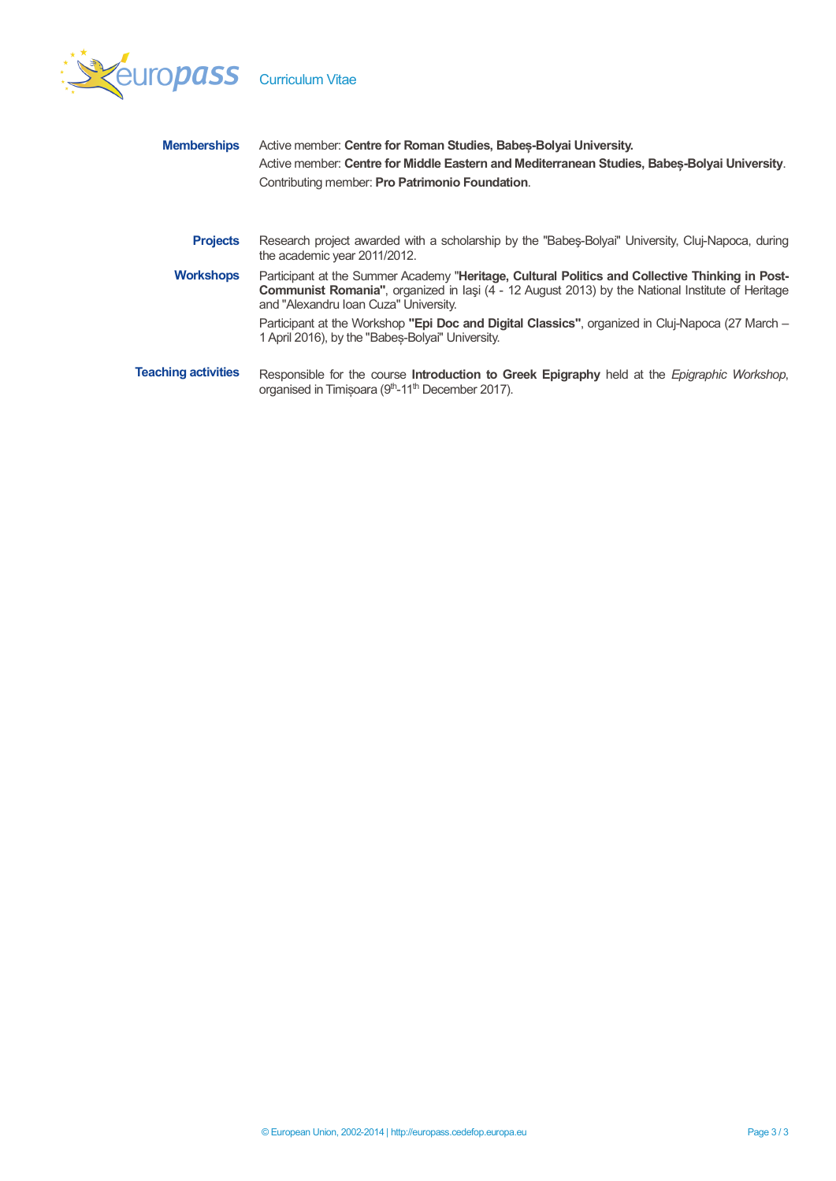**Memberships**

Active member: **Centre for Roman Studies, Babeș-Bolyai University.**
Active member: **Centre for Middle Eastern and Mediterranean Studies, Babeș-Bolyai University**.
Contributing member: **Pro Patrimonio Foundation**.

**Projects**

Research project awarded with a scholarship by the "Babeş-Bolyai" University, Cluj-Napoca, during the academic year 2011/2012.

**Workshops**

Participant at the Summer Academy "**Heritage, Cultural Politics and Collective Thinking in Post-Communist Romania"**, organized in Iaşi (4 - 12 August 2013) by the National Institute of Heritage and "Alexandru Ioan Cuza" University.

Participant at the Workshop **"Epi Doc and Digital Classics"**, organized in Cluj-Napoca (27 March – 1 April 2016), by the "Babeș-Bolyai" University.

**Teaching activities**

Responsible for the course **Introduction to Greek Epigraphy** held at the *Epigraphic Workshop*, organised in Timișoara (9th-11th December 2017).